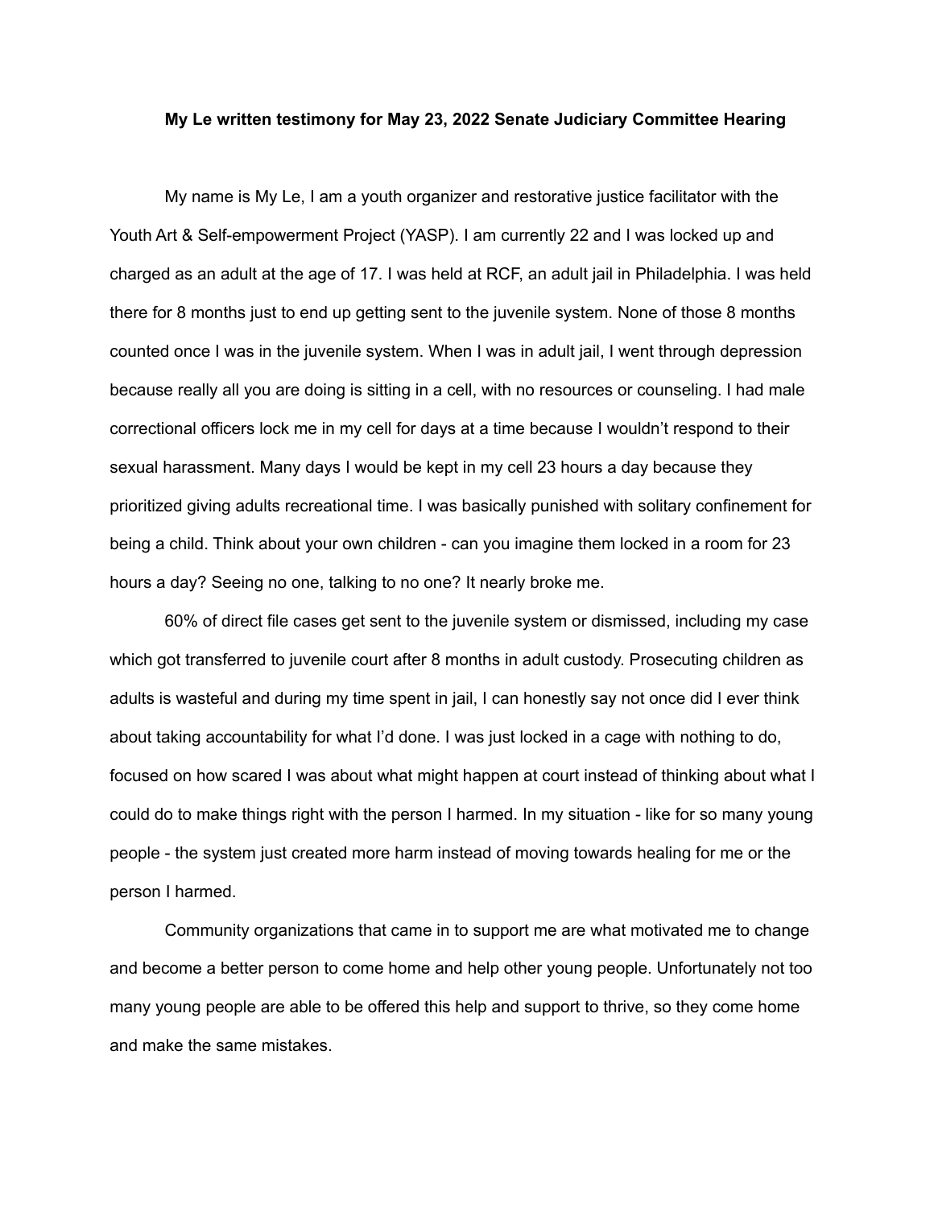**My Le written testimony for May 23, 2022 Senate Judiciary Committee Hearing**

My name is My Le, I am a youth organizer and restorative justice facilitator with the Youth Art & Self-empowerment Project (YASP). I am currently 22 and I was locked up and charged as an adult at the age of 17. I was held at RCF, an adult jail in Philadelphia. I was held there for 8 months just to end up getting sent to the juvenile system. None of those 8 months counted once I was in the juvenile system. When I was in adult jail, I went through depression because really all you are doing is sitting in a cell, with no resources or counseling. I had male correctional officers lock me in my cell for days at a time because I wouldn't respond to their sexual harassment. Many days I would be kept in my cell 23 hours a day because they prioritized giving adults recreational time. I was basically punished with solitary confinement for being a child. Think about your own children - can you imagine them locked in a room for 23 hours a day? Seeing no one, talking to no one? It nearly broke me.

60% of direct file cases get sent to the juvenile system or dismissed, including my case which got transferred to juvenile court after 8 months in adult custody. Prosecuting children as adults is wasteful and during my time spent in jail, I can honestly say not once did I ever think about taking accountability for what I'd done. I was just locked in a cage with nothing to do, focused on how scared I was about what might happen at court instead of thinking about what I could do to make things right with the person I harmed. In my situation - like for so many young people - the system just created more harm instead of moving towards healing for me or the person I harmed.

Community organizations that came in to support me are what motivated me to change and become a better person to come home and help other young people. Unfortunately not too many young people are able to be offered this help and support to thrive, so they come home and make the same mistakes.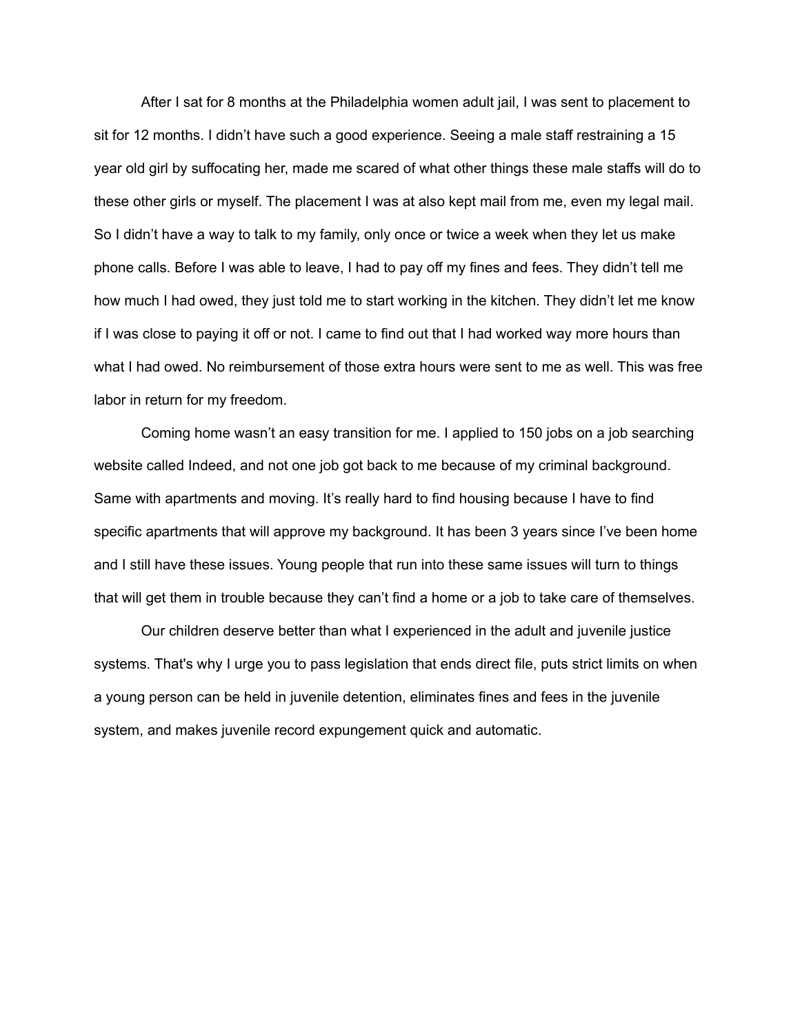After I sat for 8 months at the Philadelphia women adult jail, I was sent to placement to sit for 12 months. I didn't have such a good experience. Seeing a male staff restraining a 15 year old girl by suffocating her, made me scared of what other things these male staffs will do to these other girls or myself. The placement I was at also kept mail from me, even my legal mail. So I didn't have a way to talk to my family, only once or twice a week when they let us make phone calls. Before I was able to leave, I had to pay off my fines and fees. They didn't tell me how much I had owed, they just told me to start working in the kitchen. They didn't let me know if I was close to paying it off or not. I came to find out that I had worked way more hours than what I had owed. No reimbursement of those extra hours were sent to me as well. This was free labor in return for my freedom.

Coming home wasn't an easy transition for me. I applied to 150 jobs on a job searching website called Indeed, and not one job got back to me because of my criminal background. Same with apartments and moving. It's really hard to find housing because I have to find specific apartments that will approve my background. It has been 3 years since I've been home and I still have these issues. Young people that run into these same issues will turn to things that will get them in trouble because they can't find a home or a job to take care of themselves.

Our children deserve better than what I experienced in the adult and juvenile justice systems. That's why I urge you to pass legislation that ends direct file, puts strict limits on when a young person can be held in juvenile detention, eliminates fines and fees in the juvenile system, and makes juvenile record expungement quick and automatic.